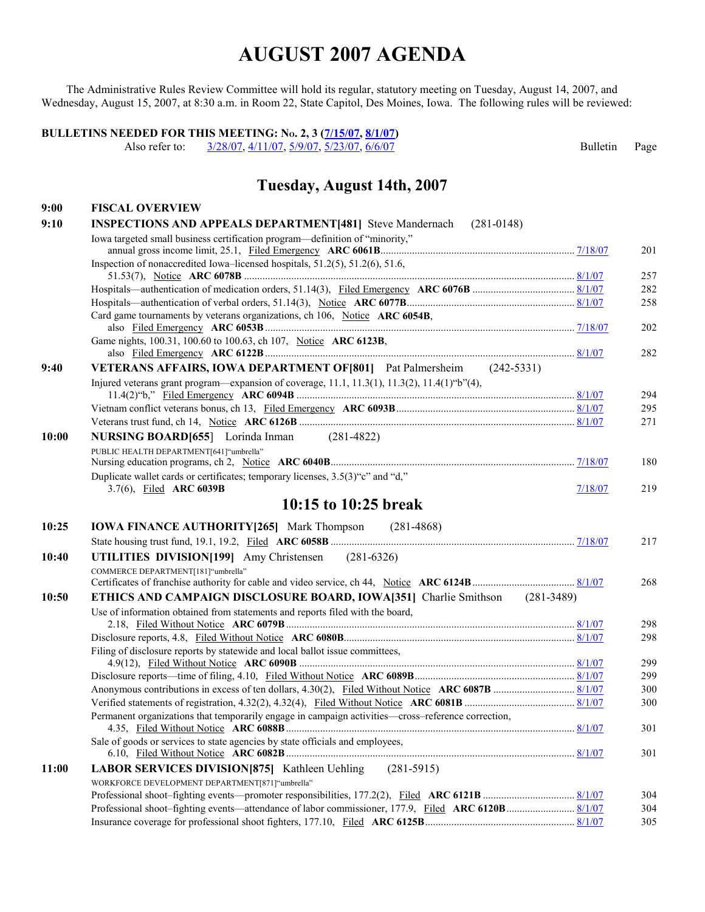# AUGUST 2007 AGENDA

The Administrative Rules Review Committee will hold its regular, statutory meeting on Tuesday, August 14, 2007, and Wednesday, August 15, 2007, at 8:30 a.m. in Room 22, State Capitol, Des Moines, Iowa. The following rules will be reviewed:

**BULLETINS NEEDED FOR THIS MEETING: No. 2, 3 (7/15/07, 8/1/07)**
Also refer to: 3/28/07, 4/11/07, 5/9/07, 5/23/07, 6/6/07

## Tuesday, August 14th, 2007

| Time | Item | Bulletin | Page |
|---|---|---|---|
| **9:00** | **FISCAL OVERVIEW** | | |
| **9:10** | **INSPECTIONS AND APPEALS DEPARTMENT[481]** Steve Mandernach (281-0148) | | |
| | Iowa targeted small business certification program—definition of "minority," annual gross income limit, 25.1, Filed Emergency **ARC 6061B** | 7/18/07 | 201 |
| | Inspection of nonaccredited Iowa–licensed hospitals, 51.2(5), 51.2(6), 51.6, 51.53(7), Notice **ARC 6078B** | 8/1/07 | 257 |
| | Hospitals—authentication of medication orders, 51.14(3), Filed Emergency **ARC 6076B** | 8/1/07 | 282 |
| | Hospitals—authentication of verbal orders, 51.14(3), Notice **ARC 6077B** | 8/1/07 | 258 |
| | Card game tournaments by veterans organizations, ch 106, Notice **ARC 6054B**, also Filed Emergency **ARC 6053B** | 7/18/07 | 202 |
| | Game nights, 100.31, 100.60 to 100.63, ch 107, Notice **ARC 6123B**, also Filed Emergency **ARC 6122B** | 8/1/07 | 282 |
| **9:40** | **VETERANS AFFAIRS, IOWA DEPARTMENT OF[801]** Pat Palmersheim (242-5331) | | |
| | Injured veterans grant program—expansion of coverage, 11.1, 11.3(1), 11.3(2), 11.4(1)"b"(4), 11.4(2)"b," Filed Emergency **ARC 6094B** | 8/1/07 | 294 |
| | Vietnam conflict veterans bonus, ch 13, Filed Emergency **ARC 6093B** | 8/1/07 | 295 |
| | Veterans trust fund, ch 14, Notice **ARC 6126B** | 8/1/07 | 271 |
| **10:00** | **NURSING BOARD[655]** Lorinda Inman (281-4822) | | |
| | PUBLIC HEALTH DEPARTMENT[641]"umbrella" | | |
| | Nursing education programs, ch 2, Notice **ARC 6040B** | 7/18/07 | 180 |
| | Duplicate wallet cards or certificates; temporary licenses, 3.5(3)"c" and "d," 3.7(6), Filed **ARC 6039B** | 7/18/07 | 219 |

## 10:15 to 10:25 break

| Time | Item | Bulletin | Page |
|---|---|---|---|
| **10:25** | **IOWA FINANCE AUTHORITY[265]** Mark Thompson (281-4868) | | |
| | State housing trust fund, 19.1, 19.2, Filed **ARC 6058B** | 7/18/07 | 217 |
| **10:40** | **UTILITIES DIVISION[199]** Amy Christensen (281-6326) | | |
| | COMMERCE DEPARTMENT[181]"umbrella" | | |
| | Certificates of franchise authority for cable and video service, ch 44, Notice **ARC 6124B** | 8/1/07 | 268 |
| **10:50** | **ETHICS AND CAMPAIGN DISCLOSURE BOARD, IOWA[351]** Charlie Smithson (281-3489) | | |
| | Use of information obtained from statements and reports filed with the board, 2.18, Filed Without Notice **ARC 6079B** | 8/1/07 | 298 |
| | Disclosure reports, 4.8, Filed Without Notice **ARC 6080B** | 8/1/07 | 298 |
| | Filing of disclosure reports by statewide and local ballot issue committees, 4.9(12), Filed Without Notice **ARC 6090B** | 8/1/07 | 299 |
| | Disclosure reports—time of filing, 4.10, Filed Without Notice **ARC 6089B** | 8/1/07 | 299 |
| | Anonymous contributions in excess of ten dollars, 4.30(2), Filed Without Notice **ARC 6087B** | 8/1/07 | 300 |
| | Verified statements of registration, 4.32(2), 4.32(4), Filed Without Notice **ARC 6081B** | 8/1/07 | 300 |
| | Permanent organizations that temporarily engage in campaign activities—cross–reference correction, 4.35, Filed Without Notice **ARC 6088B** | 8/1/07 | 301 |
| | Sale of goods or services to state agencies by state officials and employees, 6.10, Filed Without Notice **ARC 6082B** | 8/1/07 | 301 |
| **11:00** | **LABOR SERVICES DIVISION[875]** Kathleen Uehling (281-5915) | | |
| | WORKFORCE DEVELOPMENT DEPARTMENT[871]"umbrella" | | |
| | Professional shoot–fighting events—promoter responsibilities, 177.2(2), Filed **ARC 6121B** | 8/1/07 | 304 |
| | Professional shoot–fighting events—attendance of labor commissioner, 177.9, Filed **ARC 6120B** | 8/1/07 | 304 |
| | Insurance coverage for professional shoot fighters, 177.10, Filed **ARC 6125B** | 8/1/07 | 305 |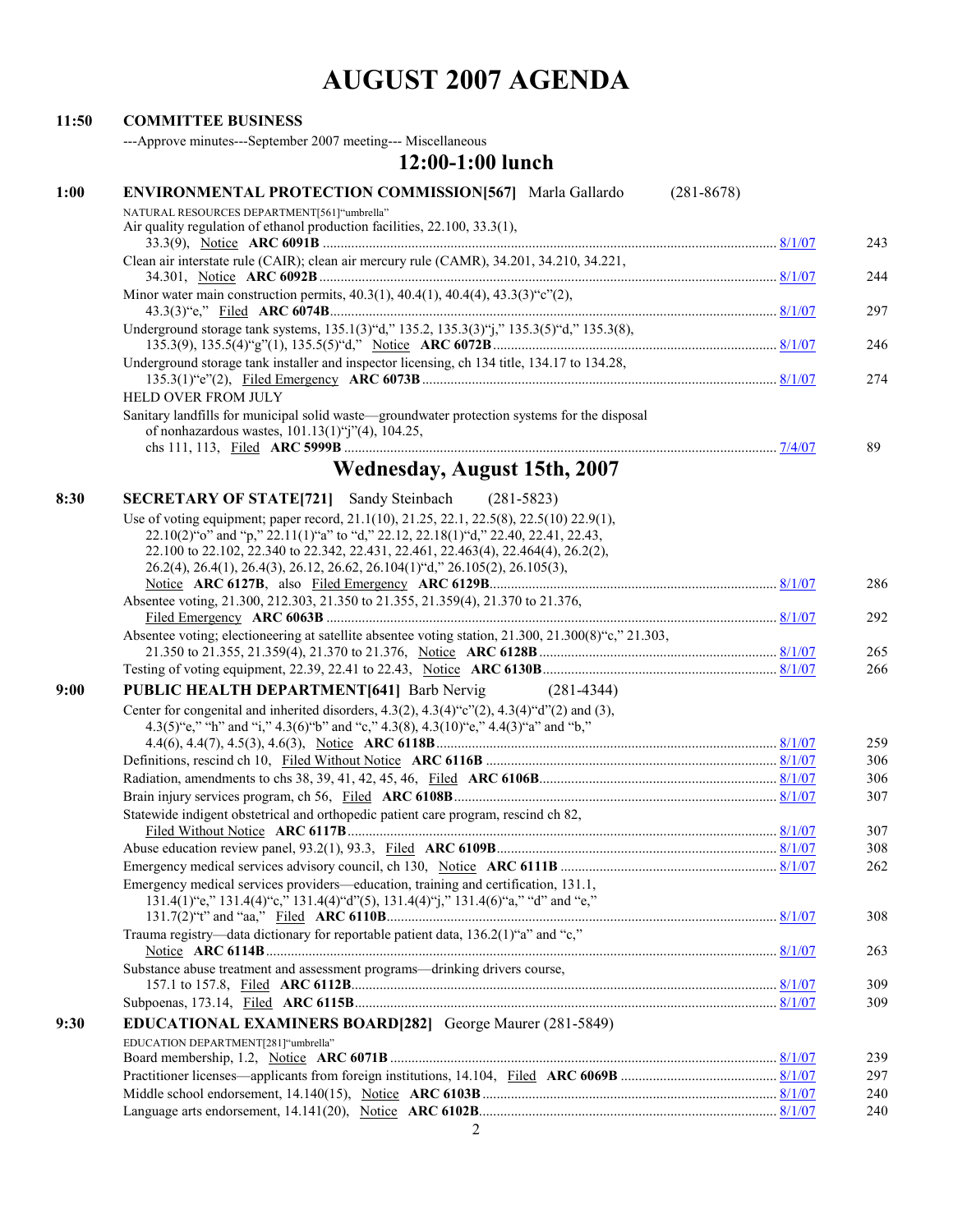# AUGUST 2007 AGENDA

**11:50** **COMMITTEE BUSINESS**

---Approve minutes---September 2007 meeting--- Miscellaneous

## 12:00-1:00 lunch

**1:00** **ENVIRONMENTAL PROTECTION COMMISSION[567]** Marla Gallardo (281-8678)

NATURAL RESOURCES DEPARTMENT[561]"umbrella"

Air quality regulation of ethanol production facilities, 22.100, 33.3(1), 33.3(9), Notice **ARC 6091B** .......... 8/1/07 — 243

Clean air interstate rule (CAIR); clean air mercury rule (CAMR), 34.201, 34.210, 34.221, 34.301, Notice **ARC 6092B** .......... 8/1/07 — 244

Minor water main construction permits, 40.3(1), 40.4(1), 40.4(4), 43.3(3)"c"(2), 43.3(3)"e," Filed **ARC 6074B** .......... 8/1/07 — 297

Underground storage tank systems, 135.1(3)"d," 135.2, 135.3(3)"j," 135.3(5)"d," 135.3(8), 135.3(9), 135.5(4)"g"(1), 135.5(5)"d," Notice **ARC 6072B** .......... 8/1/07 — 246

Underground storage tank installer and inspector licensing, ch 134 title, 134.17 to 134.28, 135.3(1)"e"(2), Filed Emergency **ARC 6073B** .......... 8/1/07 — 274

HELD OVER FROM JULY

Sanitary landfills for municipal solid waste—groundwater protection systems for the disposal of nonhazardous wastes, 101.13(1)"j"(4), 104.25, chs 111, 113, Filed **ARC 5999B** .......... 7/4/07 — 89

## Wednesday, August 15th, 2007

**8:30** **SECRETARY OF STATE[721]** Sandy Steinbach (281-5823)

Use of voting equipment; paper record, 21.1(10), 21.25, 22.1, 22.5(8), 22.5(10) 22.9(1), 22.10(2)"o" and "p," 22.11(1)"a" to "d," 22.12, 22.18(1)"d," 22.40, 22.41, 22.43, 22.100 to 22.102, 22.340 to 22.342, 22.431, 22.461, 22.463(4), 22.464(4), 26.2(2), 26.2(4), 26.4(1), 26.4(3), 26.12, 26.62, 26.104(1)"d," 26.105(2), 26.105(3), Notice **ARC 6127B**, also Filed Emergency **ARC 6129B** .......... 8/1/07 — 286

Absentee voting, 21.300, 212.303, 21.350 to 21.355, 21.359(4), 21.370 to 21.376, Filed Emergency **ARC 6063B** .......... 8/1/07 — 292

Absentee voting; electioneering at satellite absentee voting station, 21.300, 21.300(8)"c," 21.303, 21.350 to 21.355, 21.359(4), 21.370 to 21.376, Notice **ARC 6128B** .......... 8/1/07 — 265

Testing of voting equipment, 22.39, 22.41 to 22.43, Notice **ARC 6130B** .......... 8/1/07 — 266

**9:00** **PUBLIC HEALTH DEPARTMENT[641]** Barb Nervig (281-4344)

Center for congenital and inherited disorders, 4.3(2), 4.3(4)"c"(2), 4.3(4)"d"(2) and (3), 4.3(5)"e," "h" and "i," 4.3(6)"b" and "c," 4.3(8), 4.3(10)"e," 4.4(3)"a" and "b," 4.4(6), 4.4(7), 4.5(3), 4.6(3), Notice **ARC 6118B** .......... 8/1/07 — 259

Definitions, rescind ch 10, Filed Without Notice **ARC 6116B** .......... 8/1/07 — 306

Radiation, amendments to chs 38, 39, 41, 42, 45, 46, Filed **ARC 6106B** .......... 8/1/07 — 306

Brain injury services program, ch 56, Filed **ARC 6108B** .......... 8/1/07 — 307

Statewide indigent obstetrical and orthopedic patient care program, rescind ch 82, Filed Without Notice **ARC 6117B** .......... 8/1/07 — 307

Abuse education review panel, 93.2(1), 93.3, Filed **ARC 6109B** .......... 8/1/07 — 308

Emergency medical services advisory council, ch 130, Notice **ARC 6111B** .......... 8/1/07 — 262

Emergency medical services providers—education, training and certification, 131.1, 131.4(1)"e," 131.4(4)"c," 131.4(4)"d"(5), 131.4(4)"j," 131.4(6)"a," "d" and "e," 131.7(2)"t" and "aa," Filed **ARC 6110B** .......... 8/1/07 — 308

Trauma registry—data dictionary for reportable patient data, 136.2(1)"a" and "c," Notice **ARC 6114B** .......... 8/1/07 — 263

Substance abuse treatment and assessment programs—drinking drivers course, 157.1 to 157.8, Filed **ARC 6112B** .......... 8/1/07 — 309

Subpoenas, 173.14, Filed **ARC 6115B** .......... 8/1/07 — 309

**9:30** **EDUCATIONAL EXAMINERS BOARD[282]** George Maurer (281-5849)

EDUCATION DEPARTMENT[281]"umbrella"

Board membership, 1.2, Notice **ARC 6071B** .......... 8/1/07 — 239

Practitioner licenses—applicants from foreign institutions, 14.104, Filed **ARC 6069B** .......... 8/1/07 — 297

Middle school endorsement, 14.140(15), Notice **ARC 6103B** .......... 8/1/07 — 240

Language arts endorsement, 14.141(20), Notice **ARC 6102B** .......... 8/1/07 — 240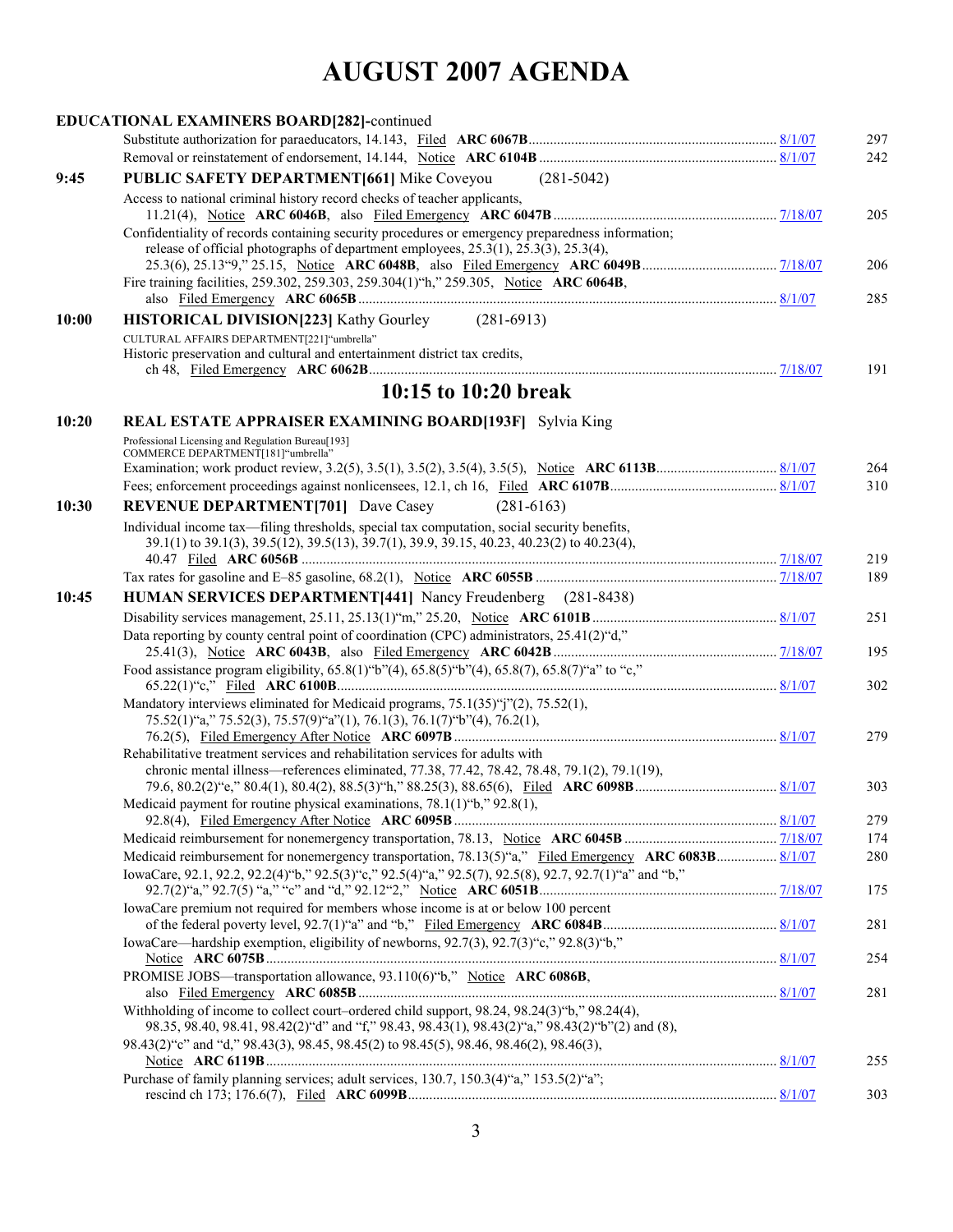# AUGUST 2007 AGENDA

**EDUCATIONAL EXAMINERS BOARD[282]**-continued

Substitute authorization for paraeducators, 14.143, Filed **ARC 6067B** ..... 8/1/07 297

Removal or reinstatement of endorsement, 14.144, Notice **ARC 6104B** ..... 8/1/07 242

**9:45** **PUBLIC SAFETY DEPARTMENT[661]** Mike Coveyou (281-5042)

Access to national criminal history record checks of teacher applicants, 11.21(4), Notice **ARC 6046B**, also Filed Emergency **ARC 6047B** ..... 7/18/07 205

Confidentiality of records containing security procedures or emergency preparedness information; release of official photographs of department employees, 25.3(1), 25.3(3), 25.3(4), 25.3(6), 25.13"9," 25.15, Notice **ARC 6048B**, also Filed Emergency **ARC 6049B** ..... 7/18/07 206

Fire training facilities, 259.302, 259.303, 259.304(1)"h," 259.305, Notice **ARC 6064B**, also Filed Emergency **ARC 6065B** ..... 8/1/07 285

**10:00** **HISTORICAL DIVISION[223]** Kathy Gourley (281-6913)

CULTURAL AFFAIRS DEPARTMENT[221]"umbrella"

Historic preservation and cultural and entertainment district tax credits, ch 48, Filed Emergency **ARC 6062B** ..... 7/18/07 191

## 10:15 to 10:20 break

**10:20** **REAL ESTATE APPRAISER EXAMINING BOARD[193F]** Sylvia King

Professional Licensing and Regulation Bureau[193]
COMMERCE DEPARTMENT[181]"umbrella"

Examination; work product review, 3.2(5), 3.5(1), 3.5(2), 3.5(4), 3.5(5), Notice **ARC 6113B** ..... 8/1/07 264

Fees; enforcement proceedings against nonlicensees, 12.1, ch 16, Filed **ARC 6107B** ..... 8/1/07 310

**10:30** **REVENUE DEPARTMENT[701]** Dave Casey (281-6163)

Individual income tax—filing thresholds, special tax computation, social security benefits, 39.1(1) to 39.1(3), 39.5(12), 39.5(13), 39.7(1), 39.9, 39.15, 40.23, 40.23(2) to 40.23(4), 40.47 Filed **ARC 6056B** ..... 7/18/07 219

Tax rates for gasoline and E–85 gasoline, 68.2(1), Notice **ARC 6055B** ..... 7/18/07 189

**10:45** **HUMAN SERVICES DEPARTMENT[441]** Nancy Freudenberg (281-8438)

Disability services management, 25.11, 25.13(1)"m," 25.20, Notice **ARC 6101B** ..... 8/1/07 251

Data reporting by county central point of coordination (CPC) administrators, 25.41(2)"d," 25.41(3), Notice **ARC 6043B**, also Filed Emergency **ARC 6042B** ..... 7/18/07 195

Food assistance program eligibility, 65.8(1)"b"(4), 65.8(5)"b"(4), 65.8(7), 65.8(7)"a" to "c," 65.22(1)"c," Filed **ARC 6100B** ..... 8/1/07 302

Mandatory interviews eliminated for Medicaid programs, 75.1(35)"j"(2), 75.52(1), 75.52(1)"a," 75.52(3), 75.57(9)"a"(1), 76.1(3), 76.1(7)"b"(4), 76.2(1), 76.2(5), Filed Emergency After Notice **ARC 6097B** ..... 8/1/07 279

Rehabilitative treatment services and rehabilitation services for adults with chronic mental illness—references eliminated, 77.38, 77.42, 78.42, 78.48, 79.1(2), 79.1(19), 79.6, 80.2(2)"e," 80.4(1), 80.4(2), 88.5(3)"h," 88.25(3), 88.65(6), Filed **ARC 6098B** ..... 8/1/07 303

Medicaid payment for routine physical examinations, 78.1(1)"b," 92.8(1), 92.8(4), Filed Emergency After Notice **ARC 6095B** ..... 8/1/07 279

Medicaid reimbursement for nonemergency transportation, 78.13, Notice **ARC 6045B** ..... 7/18/07 174

Medicaid reimbursement for nonemergency transportation, 78.13(5)"a," Filed Emergency **ARC 6083B** ..... 8/1/07 280

IowaCare, 92.1, 92.2, 92.2(4)"b," 92.5(3)"c," 92.5(4)"a," 92.5(7), 92.5(8), 92.7, 92.7(1)"a" and "b," 92.7(2)"a," 92.7(5) "a," "c" and "d," 92.12"2," Notice **ARC 6051B** ..... 7/18/07 175

IowaCare premium not required for members whose income is at or below 100 percent of the federal poverty level, 92.7(1)"a" and "b," Filed Emergency **ARC 6084B** ..... 8/1/07 281

IowaCare—hardship exemption, eligibility of newborns, 92.7(3), 92.7(3)"c," 92.8(3)"b," Notice **ARC 6075B** ..... 8/1/07 254

PROMISE JOBS—transportation allowance, 93.110(6)"b," Notice **ARC 6086B**, also Filed Emergency **ARC 6085B** ..... 8/1/07 281

Withholding of income to collect court–ordered child support, 98.24, 98.24(3)"b," 98.24(4), 98.35, 98.40, 98.41, 98.42(2)"d" and "f," 98.43, 98.43(1), 98.43(2)"a," 98.43(2)"b"(2) and (8), 98.43(2)"c" and "d," 98.43(3), 98.45, 98.45(2) to 98.45(5), 98.46, 98.46(2), 98.46(3), Notice **ARC 6119B** ..... 8/1/07 255

Purchase of family planning services; adult services, 130.7, 150.3(4)"a," 153.5(2)"a"; rescind ch 173; 176.6(7), Filed **ARC 6099B** ..... 8/1/07 303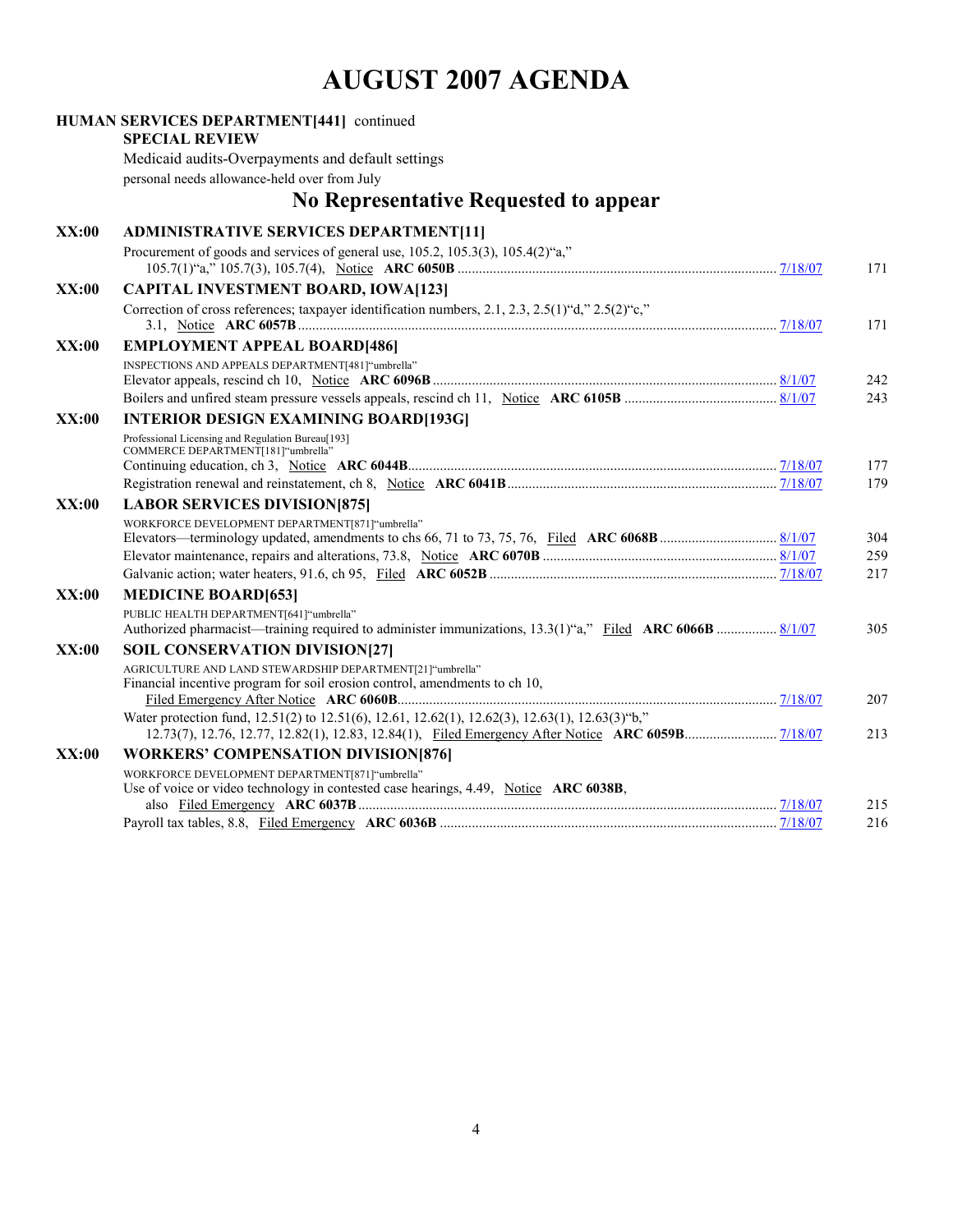# AUGUST 2007 AGENDA

**HUMAN SERVICES DEPARTMENT[441]** continued

**SPECIAL REVIEW**

Medicaid audits-Overpayments and default settings

personal needs allowance-held over from July

## No Representative Requested to appear

**XX:00 ADMINISTRATIVE SERVICES DEPARTMENT[11]**

Procurement of goods and services of general use, 105.2, 105.3(3), 105.4(2)"a," 105.7(1)"a," 105.7(3), 105.7(4), Notice **ARC 6050B** ........ 7/18/07 ........ 171

**XX:00 CAPITAL INVESTMENT BOARD, IOWA[123]**

Correction of cross references; taxpayer identification numbers, 2.1, 2.3, 2.5(1)"d," 2.5(2)"c," 3.1, Notice **ARC 6057B** ........ 7/18/07 ........ 171

**XX:00 EMPLOYMENT APPEAL BOARD[486]**

INSPECTIONS AND APPEALS DEPARTMENT[481]"umbrella"

Elevator appeals, rescind ch 10, Notice **ARC 6096B** ........ 8/1/07 ........ 242

Boilers and unfired steam pressure vessels appeals, rescind ch 11, Notice **ARC 6105B** ........ 8/1/07 ........ 243

**XX:00 INTERIOR DESIGN EXAMINING BOARD[193G]**

Professional Licensing and Regulation Bureau[193]
COMMERCE DEPARTMENT[181]"umbrella"

Continuing education, ch 3, Notice **ARC 6044B** ........ 7/18/07 ........ 177

Registration renewal and reinstatement, ch 8, Notice **ARC 6041B** ........ 7/18/07 ........ 179

**XX:00 LABOR SERVICES DIVISION[875]**

WORKFORCE DEVELOPMENT DEPARTMENT[871]"umbrella"

Elevators—terminology updated, amendments to chs 66, 71 to 73, 75, 76, Filed **ARC 6068B** ........ 8/1/07 ........ 304

Elevator maintenance, repairs and alterations, 73.8, Notice **ARC 6070B** ........ 8/1/07 ........ 259

Galvanic action; water heaters, 91.6, ch 95, Filed **ARC 6052B** ........ 7/18/07 ........ 217

**XX:00 MEDICINE BOARD[653]**

PUBLIC HEALTH DEPARTMENT[641]"umbrella"

Authorized pharmacist—training required to administer immunizations, 13.3(1)"a," Filed **ARC 6066B** ........ 8/1/07 ........ 305

**XX:00 SOIL CONSERVATION DIVISION[27]**

AGRICULTURE AND LAND STEWARDSHIP DEPARTMENT[21]"umbrella"

Financial incentive program for soil erosion control, amendments to ch 10, Filed Emergency After Notice **ARC 6060B** ........ 7/18/07 ........ 207

Water protection fund, 12.51(2) to 12.51(6), 12.61, 12.62(1), 12.62(3), 12.63(1), 12.63(3)"b," 12.73(7), 12.76, 12.77, 12.82(1), 12.83, 12.84(1), Filed Emergency After Notice **ARC 6059B** ........ 7/18/07 ........ 213

**XX:00 WORKERS' COMPENSATION DIVISION[876]**

WORKFORCE DEVELOPMENT DEPARTMENT[871]"umbrella"

Use of voice or video technology in contested case hearings, 4.49, Notice **ARC 6038B**, also Filed Emergency **ARC 6037B** ........ 7/18/07 ........ 215

Payroll tax tables, 8.8, Filed Emergency **ARC 6036B** ........ 7/18/07 ........ 216